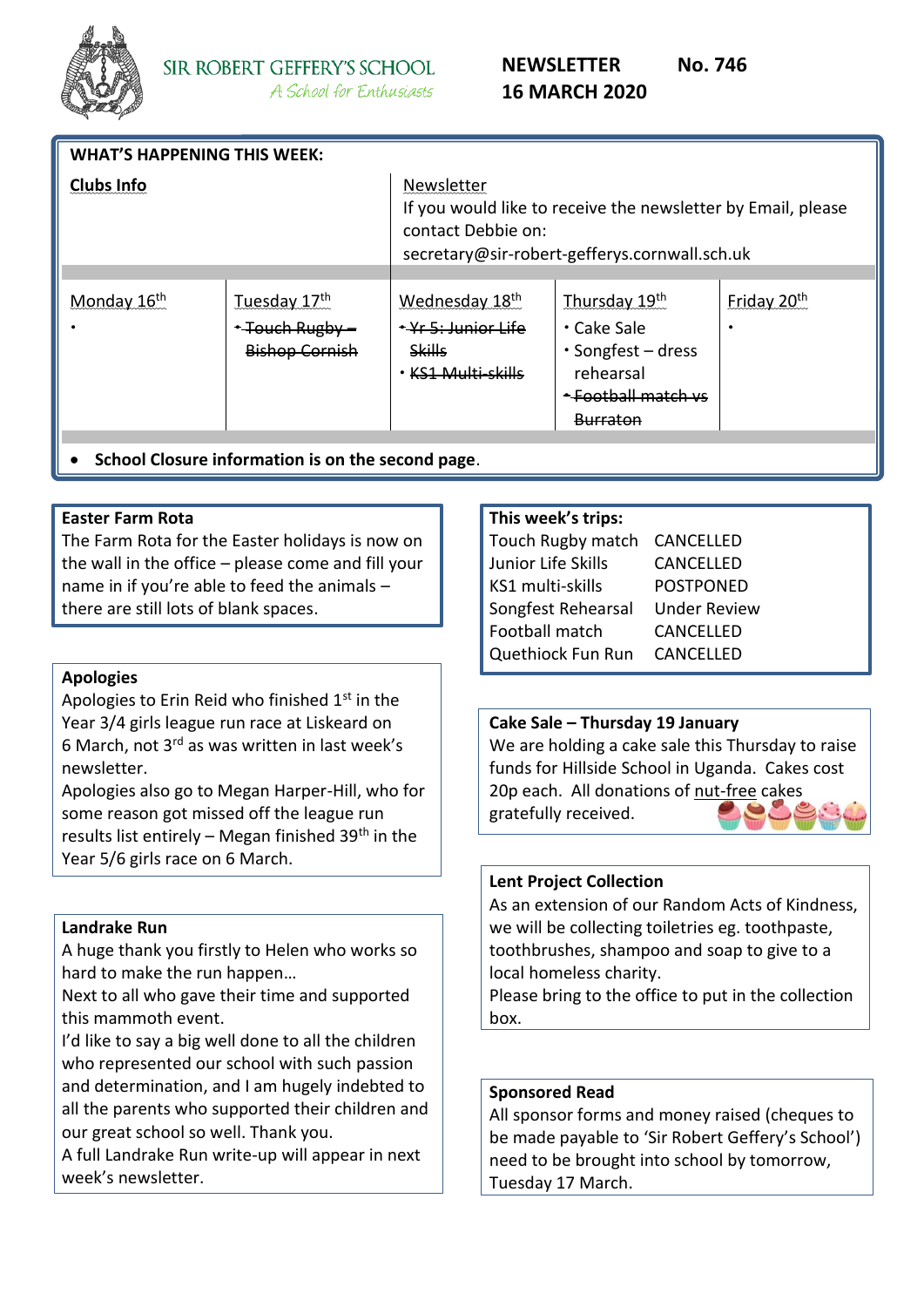SIR ROBERT GEFFERY'S SCHOOL
*A School for Enthusiasts*

**NEWSLETTER No. 746**
**16 MARCH 2020**

## WHAT'S HAPPENING THIS WEEK:

**Clubs Info**

Newsletter
If you would like to receive the newsletter by Email, please contact Debbie on:
secretary@sir-robert-gefferys.cornwall.sch.uk

| Monday 16th | Tuesday 17th | Wednesday 18th | Thursday 19th | Friday 20th |
|---|---|---|---|---|
| • | • ~~Touch Rugby – Bishop Cornish~~ | • ~~Yr 5: Junior Life Skills~~<br>• ~~KS1 Multi-skills~~ | • Cake Sale<br>• Songfest – dress rehearsal<br>• ~~Football match vs Burraton~~ | • |

- **School Closure information is on the second page**.

### Easter Farm Rota

The Farm Rota for the Easter holidays is now on the wall in the office – please come and fill your name in if you're able to feed the animals – there are still lots of blank spaces.

### Apologies

Apologies to Erin Reid who finished 1st in the Year 3/4 girls league run race at Liskeard on 6 March, not 3rd as was written in last week's newsletter.

Apologies also go to Megan Harper-Hill, who for some reason got missed off the league run results list entirely – Megan finished 39th in the Year 5/6 girls race on 6 March.

### Landrake Run

A huge thank you firstly to Helen who works so hard to make the run happen…

Next to all who gave their time and supported this mammoth event.

I'd like to say a big well done to all the children who represented our school with such passion and determination, and I am hugely indebted to all the parents who supported their children and our great school so well. Thank you.

A full Landrake Run write-up will appear in next week's newsletter.

### This week's trips:

| | |
|---|---|
| Touch Rugby match | CANCELLED |
| Junior Life Skills | CANCELLED |
| KS1 multi-skills | POSTPONED |
| Songfest Rehearsal | Under Review |
| Football match | CANCELLED |
| Quethiock Fun Run | CANCELLED |

### Cake Sale – Thursday 19 January

We are holding a cake sale this Thursday to raise funds for Hillside School in Uganda. Cakes cost 20p each. All donations of nut-free cakes gratefully received.

### Lent Project Collection

As an extension of our Random Acts of Kindness, we will be collecting toiletries eg. toothpaste, toothbrushes, shampoo and soap to give to a local homeless charity.

Please bring to the office to put in the collection box.

### Sponsored Read

All sponsor forms and money raised (cheques to be made payable to 'Sir Robert Geffery's School') need to be brought into school by tomorrow, Tuesday 17 March.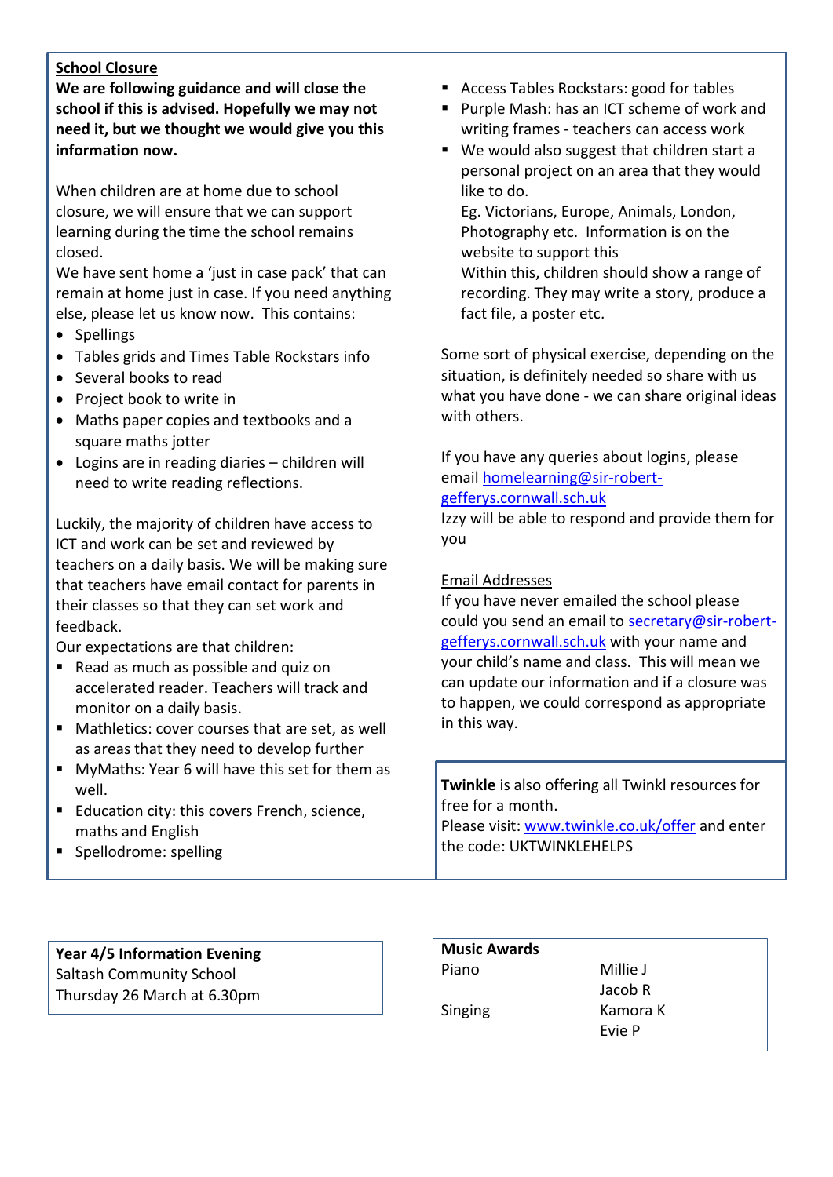## School Closure

**We are following guidance and will close the school if this is advised. Hopefully we may not need it, but we thought we would give you this information now.**

When children are at home due to school closure, we will ensure that we can support learning during the time the school remains closed.

We have sent home a 'just in case pack' that can remain at home just in case. If you need anything else, please let us know now. This contains:

- Spellings
- Tables grids and Times Table Rockstars info
- Several books to read
- Project book to write in
- Maths paper copies and textbooks and a square maths jotter
- Logins are in reading diaries – children will need to write reading reflections.

Luckily, the majority of children have access to ICT and work can be set and reviewed by teachers on a daily basis. We will be making sure that teachers have email contact for parents in their classes so that they can set work and feedback.

Our expectations are that children:

- Read as much as possible and quiz on accelerated reader. Teachers will track and monitor on a daily basis.
- Mathletics: cover courses that are set, as well as areas that they need to develop further
- MyMaths: Year 6 will have this set for them as well.
- Education city: this covers French, science, maths and English
- Spellodrome: spelling
- Access Tables Rockstars: good for tables
- Purple Mash: has an ICT scheme of work and writing frames - teachers can access work
- We would also suggest that children start a personal project on an area that they would like to do.
  Eg. Victorians, Europe, Animals, London, Photography etc. Information is on the website to support this
  Within this, children should show a range of recording. They may write a story, produce a fact file, a poster etc.

Some sort of physical exercise, depending on the situation, is definitely needed so share with us what you have done - we can share original ideas with others.

If you have any queries about logins, please email homelearning@sir-robert-gefferys.cornwall.sch.uk
Izzy will be able to respond and provide them for you

### Email Addresses

If you have never emailed the school please could you send an email to secretary@sir-robert-gefferys.cornwall.sch.uk with your name and your child's name and class. This will mean we can update our information and if a closure was to happen, we could correspond as appropriate in this way.

**Twinkle** is also offering all Twinkl resources for free for a month.
Please visit: www.twinkle.co.uk/offer and enter the code: UKTWINKLEHELPS

**Year 4/5 Information Evening**
Saltash Community School
Thursday 26 March at 6.30pm

**Music Awards**

| | |
|---|---|
| Piano | Millie J |
| | Jacob R |
| Singing | Kamora K |
| | Evie P |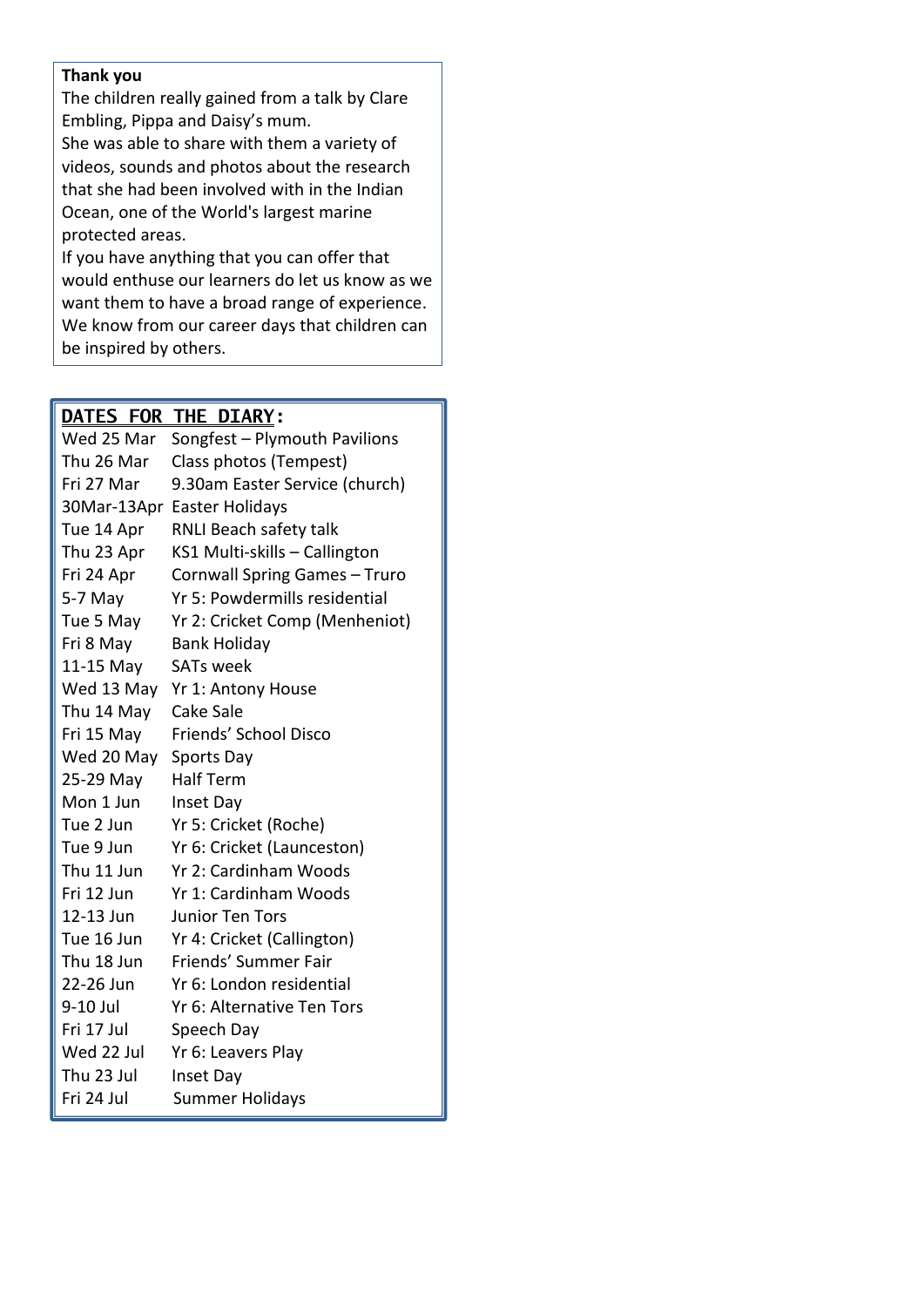**Thank you**

The children really gained from a talk by Clare Embling, Pippa and Daisy's mum.

She was able to share with them a variety of videos, sounds and photos about the research that she had been involved with in the Indian Ocean, one of the World's largest marine protected areas.

If you have anything that you can offer that would enthuse our learners do let us know as we want them to have a broad range of experience. We know from our career days that children can be inspired by others.

**DATES FOR THE DIARY:**

| | |
|---|---|
| Wed 25 Mar | Songfest – Plymouth Pavilions |
| Thu 26 Mar | Class photos (Tempest) |
| Fri 27 Mar | 9.30am Easter Service (church) |
| 30Mar-13Apr | Easter Holidays |
| Tue 14 Apr | RNLI Beach safety talk |
| Thu 23 Apr | KS1 Multi-skills – Callington |
| Fri 24 Apr | Cornwall Spring Games – Truro |
| 5-7 May | Yr 5: Powdermills residential |
| Tue 5 May | Yr 2: Cricket Comp (Menheniot) |
| Fri 8 May | Bank Holiday |
| 11-15 May | SATs week |
| Wed 13 May | Yr 1: Antony House |
| Thu 14 May | Cake Sale |
| Fri 15 May | Friends' School Disco |
| Wed 20 May | Sports Day |
| 25-29 May | Half Term |
| Mon 1 Jun | Inset Day |
| Tue 2 Jun | Yr 5: Cricket (Roche) |
| Tue 9 Jun | Yr 6: Cricket (Launceston) |
| Thu 11 Jun | Yr 2: Cardinham Woods |
| Fri 12 Jun | Yr 1: Cardinham Woods |
| 12-13 Jun | Junior Ten Tors |
| Tue 16 Jun | Yr 4: Cricket (Callington) |
| Thu 18 Jun | Friends' Summer Fair |
| 22-26 Jun | Yr 6: London residential |
| 9-10 Jul | Yr 6: Alternative Ten Tors |
| Fri 17 Jul | Speech Day |
| Wed 22 Jul | Yr 6: Leavers Play |
| Thu 23 Jul | Inset Day |
| Fri 24 Jul | Summer Holidays |